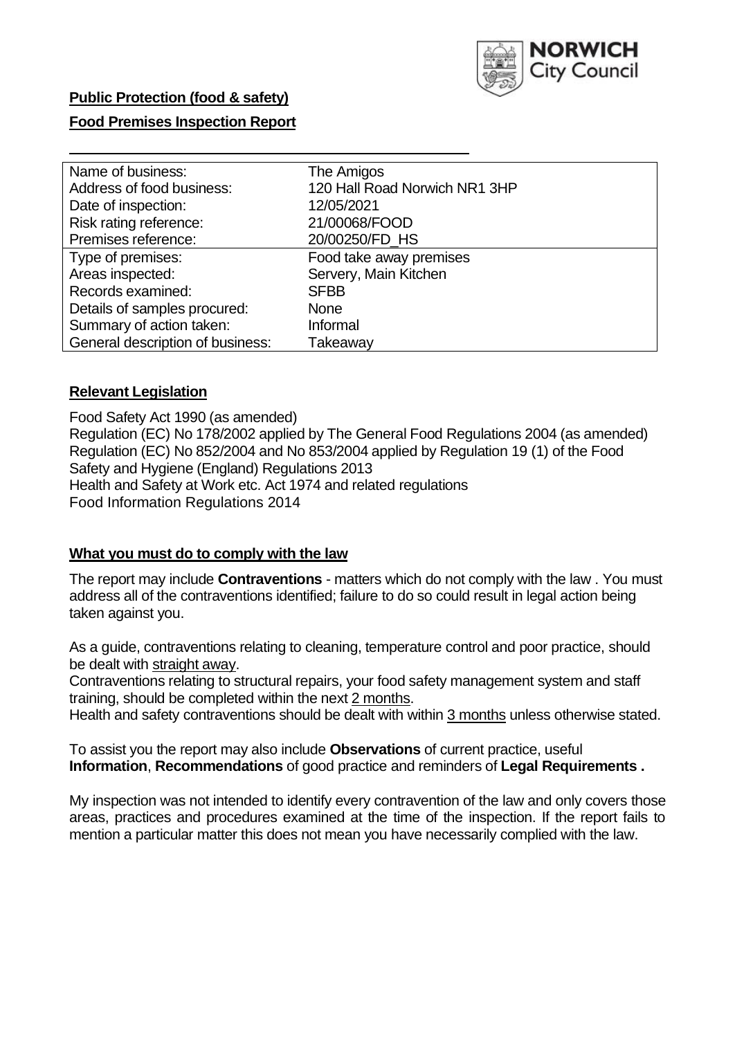**Public Protection (food & safety)**

**Food Premises Inspection Report**

| | |
|---|---|
| Name of business: | The Amigos |
| Address of food business: | 120 Hall Road Norwich NR1 3HP |
| Date of inspection: | 12/05/2021 |
| Risk rating reference: | 21/00068/FOOD |
| Premises reference: | 20/00250/FD_HS |
| Type of premises: | Food take away premises |
| Areas inspected: | Servery, Main Kitchen |
| Records examined: | SFBB |
| Details of samples procured: | None |
| Summary of action taken: | Informal |
| General description of business: | Takeaway |

## Relevant Legislation

Food Safety Act 1990 (as amended)
Regulation (EC) No 178/2002 applied by The General Food Regulations 2004 (as amended)
Regulation (EC) No 852/2004 and No 853/2004 applied by Regulation 19 (1) of the Food Safety and Hygiene (England) Regulations 2013
Health and Safety at Work etc. Act 1974 and related regulations
Food Information Regulations 2014

## What you must do to comply with the law

The report may include **Contraventions** - matters which do not comply with the law . You must address all of the contraventions identified; failure to do so could result in legal action being taken against you.

As a guide, contraventions relating to cleaning, temperature control and poor practice, should be dealt with straight away.

Contraventions relating to structural repairs, your food safety management system and staff training, should be completed within the next 2 months.

Health and safety contraventions should be dealt with within 3 months unless otherwise stated.

To assist you the report may also include **Observations** of current practice, useful **Information**, **Recommendations** of good practice and reminders of **Legal Requirements .**

My inspection was not intended to identify every contravention of the law and only covers those areas, practices and procedures examined at the time of the inspection. If the report fails to mention a particular matter this does not mean you have necessarily complied with the law.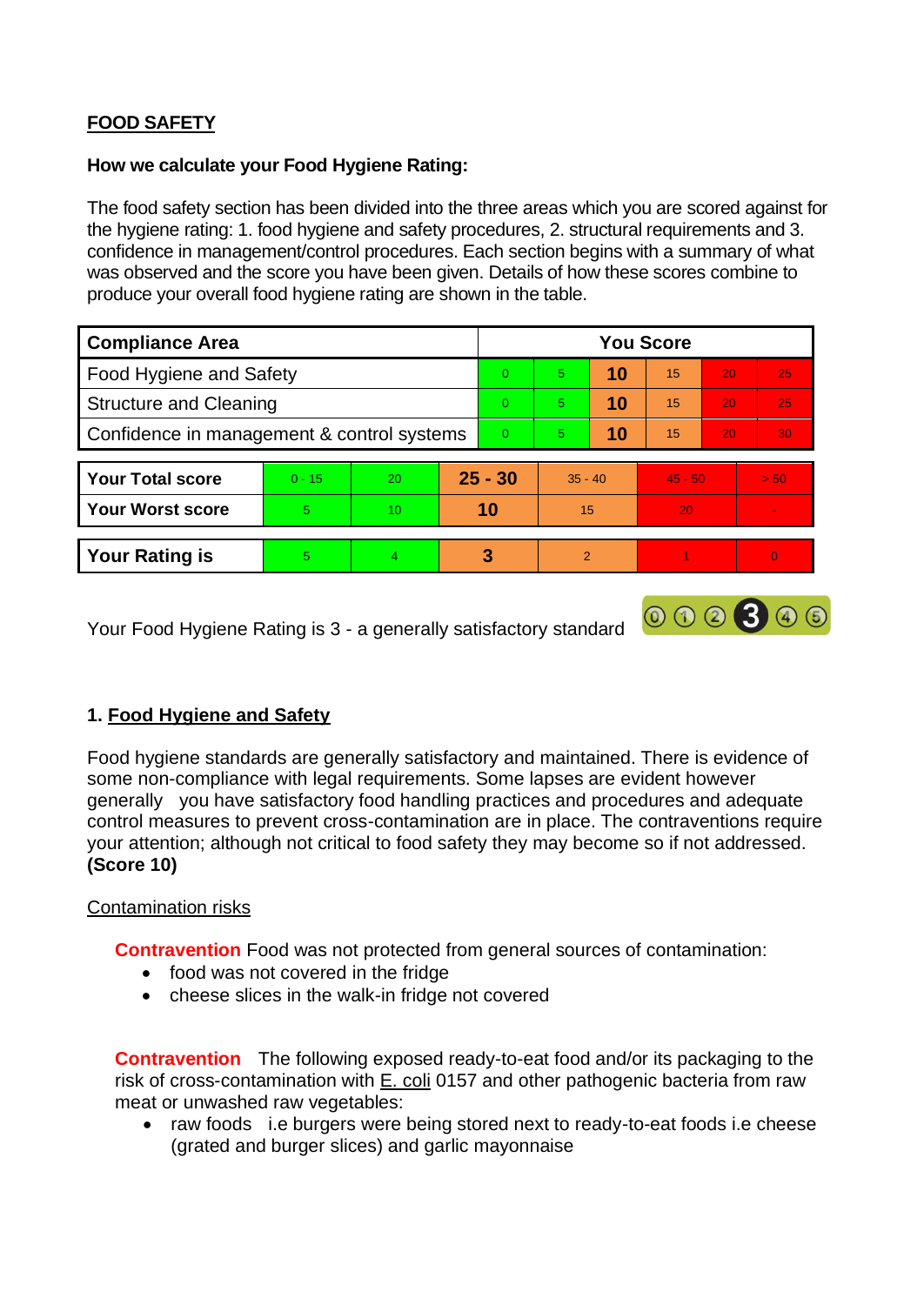**FOOD SAFETY**

**How we calculate your Food Hygiene Rating:**

The food safety section has been divided into the three areas which you are scored against for the hygiene rating: 1. food hygiene and safety procedures, 2. structural requirements and 3. confidence in management/control procedures. Each section begins with a summary of what was observed and the score you have been given. Details of how these scores combine to produce your overall food hygiene rating are shown in the table.

| Compliance Area | You Score | | | | | |
|---|---|---|---|---|---|---|
| Food Hygiene and Safety | 0 | 5 | **10** | 15 | 20 | 25 |
| Structure and Cleaning | 0 | 5 | **10** | 15 | 20 | 25 |
| Confidence in management & control systems | 0 | 5 | **10** | 15 | 20 | 30 |

| | | | | | | |
|---|---|---|---|---|---|---|
| **Your Total score** | 0 - 15 | 20 | **25 - 30** | 35 - 40 | 45 - 50 | > 50 |
| **Your Worst score** | 5 | 10 | **10** | 15 | 20 | - |
| **Your Rating is** | 5 | 4 | **3** | 2 | 1 | 0 |

Your Food Hygiene Rating is 3 - a generally satisfactory standard

## 1. Food Hygiene and Safety

Food hygiene standards are generally satisfactory and maintained. There is evidence of some non-compliance with legal requirements. Some lapses are evident however generally you have satisfactory food handling practices and procedures and adequate control measures to prevent cross-contamination are in place. The contraventions require your attention; although not critical to food safety they may become so if not addressed. **(Score 10)**

Contamination risks

**Contravention** Food was not protected from general sources of contamination:

- food was not covered in the fridge
- cheese slices in the walk-in fridge not covered

**Contravention** The following exposed ready-to-eat food and/or its packaging to the risk of cross-contamination with E. coli 0157 and other pathogenic bacteria from raw meat or unwashed raw vegetables:

- raw foods i.e burgers were being stored next to ready-to-eat foods i.e cheese (grated and burger slices) and garlic mayonnaise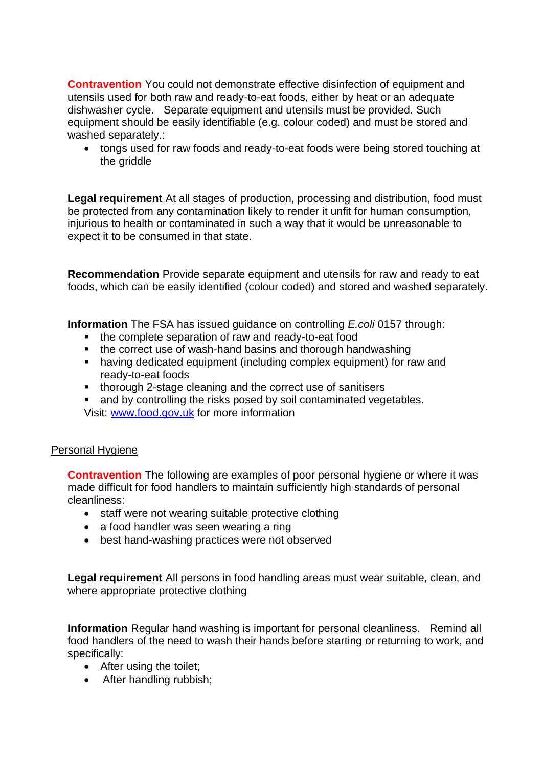**Contravention** You could not demonstrate effective disinfection of equipment and utensils used for both raw and ready-to-eat foods, either by heat or an adequate dishwasher cycle. Separate equipment and utensils must be provided. Such equipment should be easily identifiable (e.g. colour coded) and must be stored and washed separately.:

- tongs used for raw foods and ready-to-eat foods were being stored touching at the griddle

**Legal requirement** At all stages of production, processing and distribution, food must be protected from any contamination likely to render it unfit for human consumption, injurious to health or contaminated in such a way that it would be unreasonable to expect it to be consumed in that state.

**Recommendation** Provide separate equipment and utensils for raw and ready to eat foods, which can be easily identified (colour coded) and stored and washed separately.

**Information** The FSA has issued guidance on controlling *E.coli* 0157 through:

- the complete separation of raw and ready-to-eat food
- the correct use of wash-hand basins and thorough handwashing
- having dedicated equipment (including complex equipment) for raw and ready-to-eat foods
- thorough 2-stage cleaning and the correct use of sanitisers
- and by controlling the risks posed by soil contaminated vegetables.

Visit: [www.food.gov.uk](http://www.food.gov.uk) for more information

## Personal Hygiene

**Contravention** The following are examples of poor personal hygiene or where it was made difficult for food handlers to maintain sufficiently high standards of personal cleanliness:

- staff were not wearing suitable protective clothing
- a food handler was seen wearing a ring
- best hand-washing practices were not observed

**Legal requirement** All persons in food handling areas must wear suitable, clean, and where appropriate protective clothing

**Information** Regular hand washing is important for personal cleanliness. Remind all food handlers of the need to wash their hands before starting or returning to work, and specifically:

- After using the toilet;
- After handling rubbish;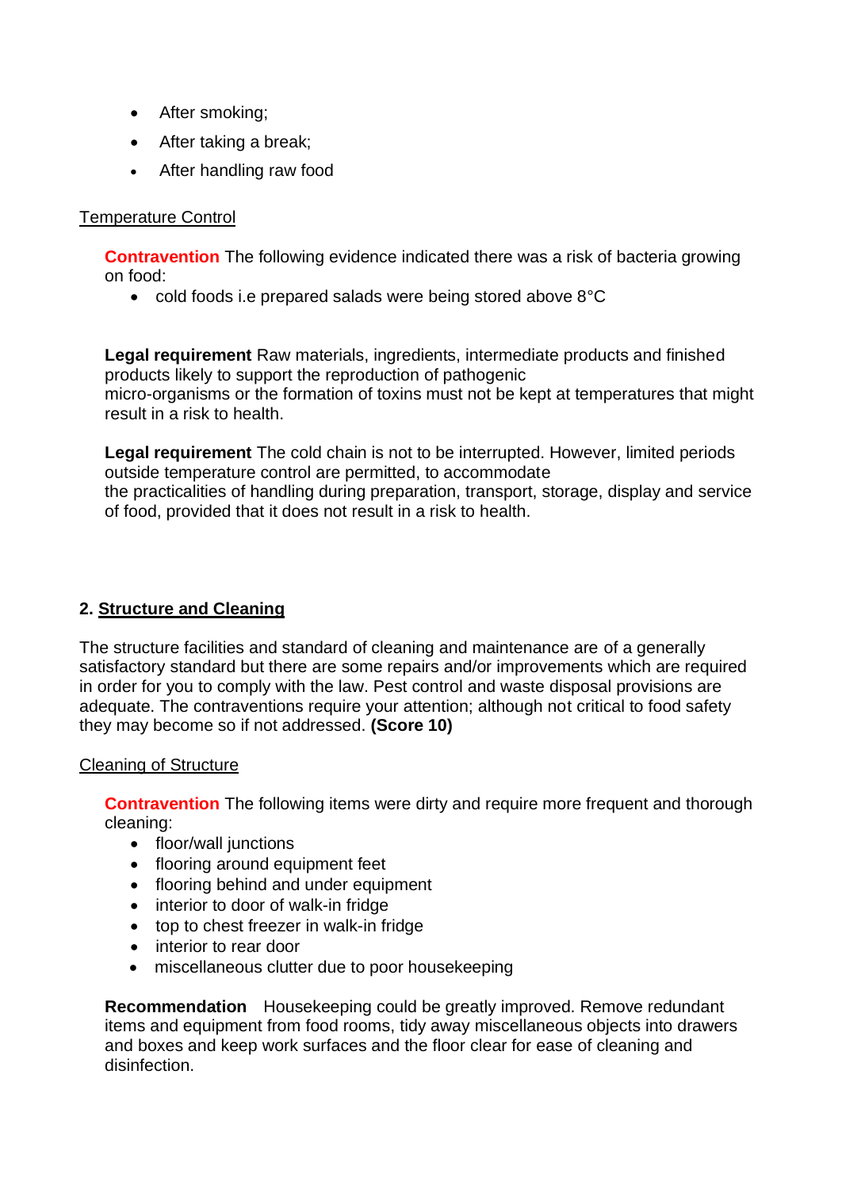- After smoking;
- After taking a break;
- After handling raw food

Temperature Control

**Contravention** The following evidence indicated there was a risk of bacteria growing on food:

- cold foods i.e prepared salads were being stored above 8°C

**Legal requirement** Raw materials, ingredients, intermediate products and finished products likely to support the reproduction of pathogenic micro-organisms or the formation of toxins must not be kept at temperatures that might result in a risk to health.

**Legal requirement** The cold chain is not to be interrupted. However, limited periods outside temperature control are permitted, to accommodate the practicalities of handling during preparation, transport, storage, display and service of food, provided that it does not result in a risk to health.

## 2. Structure and Cleaning

The structure facilities and standard of cleaning and maintenance are of a generally satisfactory standard but there are some repairs and/or improvements which are required in order for you to comply with the law. Pest control and waste disposal provisions are adequate. The contraventions require your attention; although not critical to food safety they may become so if not addressed. **(Score 10)**

Cleaning of Structure

**Contravention** The following items were dirty and require more frequent and thorough cleaning:

- floor/wall junctions
- flooring around equipment feet
- flooring behind and under equipment
- interior to door of walk-in fridge
- top to chest freezer in walk-in fridge
- interior to rear door
- miscellaneous clutter due to poor housekeeping

**Recommendation** Housekeeping could be greatly improved. Remove redundant items and equipment from food rooms, tidy away miscellaneous objects into drawers and boxes and keep work surfaces and the floor clear for ease of cleaning and disinfection.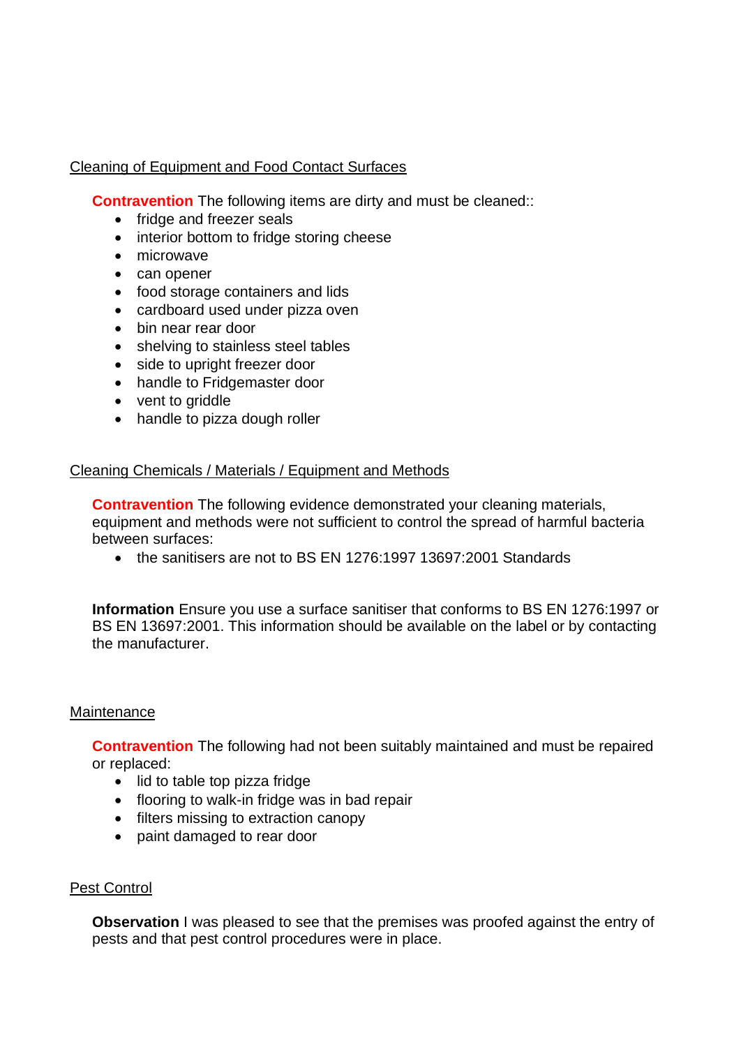Cleaning of Equipment and Food Contact Surfaces

**Contravention** The following items are dirty and must be cleaned::

- fridge and freezer seals
- interior bottom to fridge storing cheese
- microwave
- can opener
- food storage containers and lids
- cardboard used under pizza oven
- bin near rear door
- shelving to stainless steel tables
- side to upright freezer door
- handle to Fridgemaster door
- vent to griddle
- handle to pizza dough roller

Cleaning Chemicals / Materials / Equipment and Methods

**Contravention** The following evidence demonstrated your cleaning materials, equipment and methods were not sufficient to control the spread of harmful bacteria between surfaces:

- the sanitisers are not to BS EN 1276:1997 13697:2001 Standards

**Information** Ensure you use a surface sanitiser that conforms to BS EN 1276:1997 or BS EN 13697:2001. This information should be available on the label or by contacting the manufacturer.

Maintenance

**Contravention** The following had not been suitably maintained and must be repaired or replaced:

- lid to table top pizza fridge
- flooring to walk-in fridge was in bad repair
- filters missing to extraction canopy
- paint damaged to rear door

Pest Control

**Observation** I was pleased to see that the premises was proofed against the entry of pests and that pest control procedures were in place.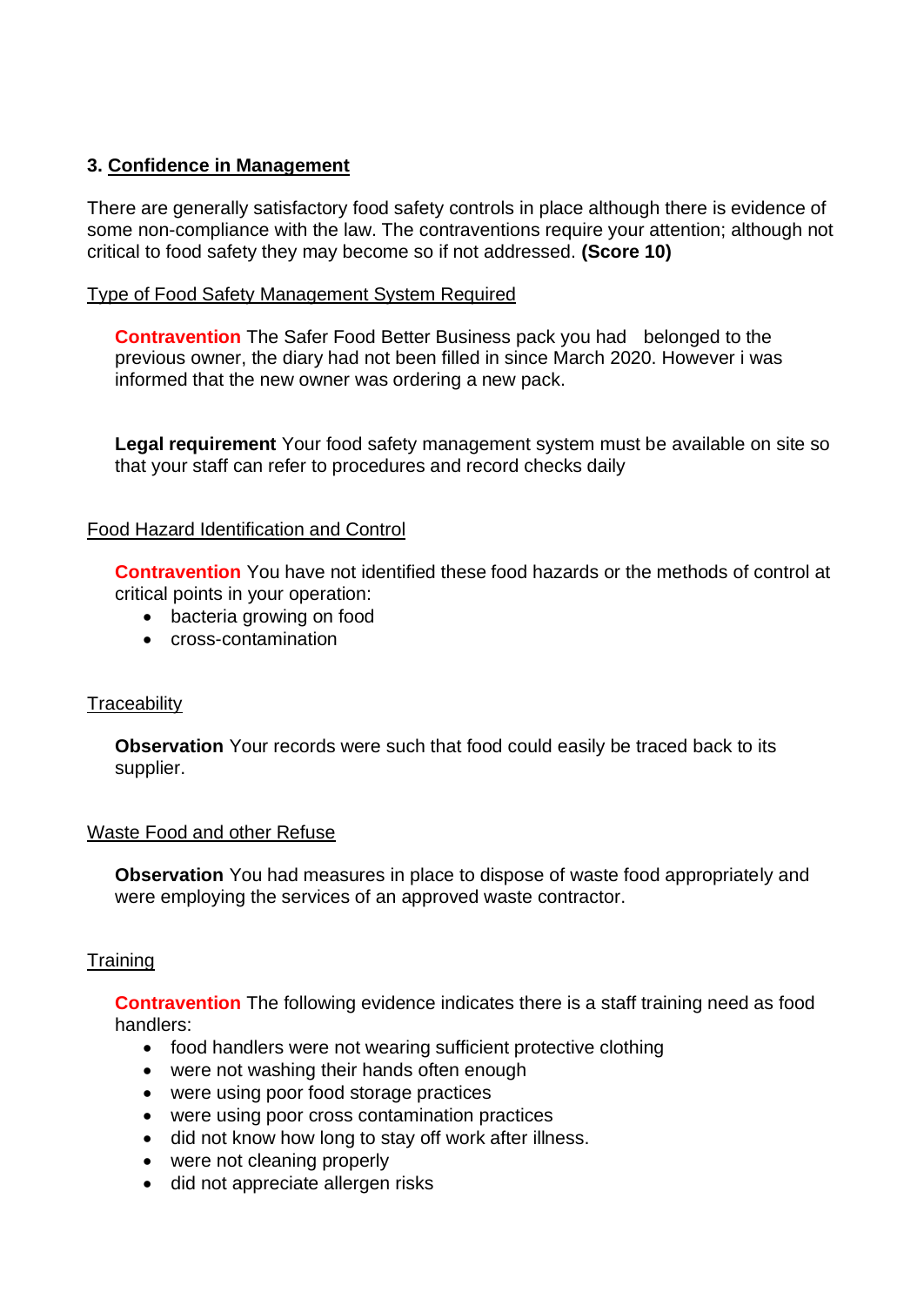### 3. Confidence in Management

There are generally satisfactory food safety controls in place although there is evidence of some non-compliance with the law. The contraventions require your attention; although not critical to food safety they may become so if not addressed. **(Score 10)**

Type of Food Safety Management System Required

**Contravention** The Safer Food Better Business pack you had belonged to the previous owner, the diary had not been filled in since March 2020. However i was informed that the new owner was ordering a new pack.

**Legal requirement** Your food safety management system must be available on site so that your staff can refer to procedures and record checks daily

Food Hazard Identification and Control

**Contravention** You have not identified these food hazards or the methods of control at critical points in your operation:

- bacteria growing on food
- cross-contamination

Traceability

**Observation** Your records were such that food could easily be traced back to its supplier.

Waste Food and other Refuse

**Observation** You had measures in place to dispose of waste food appropriately and were employing the services of an approved waste contractor.

Training

**Contravention** The following evidence indicates there is a staff training need as food handlers:

- food handlers were not wearing sufficient protective clothing
- were not washing their hands often enough
- were using poor food storage practices
- were using poor cross contamination practices
- did not know how long to stay off work after illness.
- were not cleaning properly
- did not appreciate allergen risks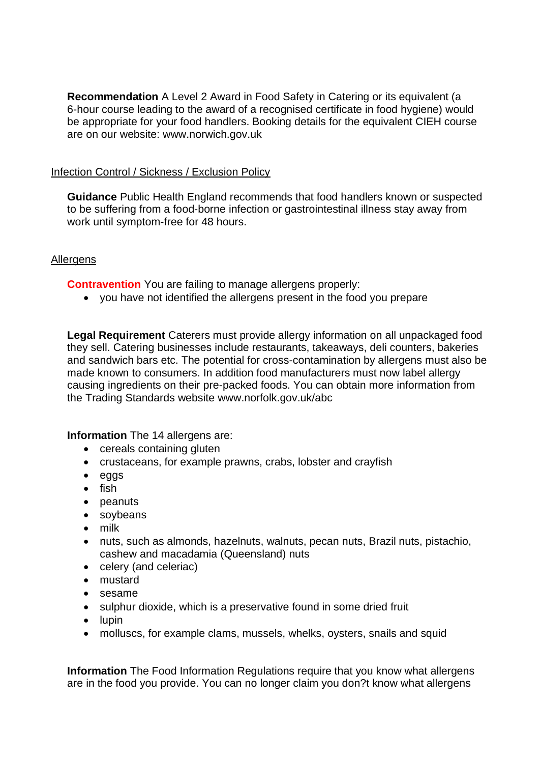**Recommendation** A Level 2 Award in Food Safety in Catering or its equivalent (a 6-hour course leading to the award of a recognised certificate in food hygiene) would be appropriate for your food handlers. Booking details for the equivalent CIEH course are on our website: www.norwich.gov.uk

## Infection Control / Sickness / Exclusion Policy

**Guidance** Public Health England recommends that food handlers known or suspected to be suffering from a food-borne infection or gastrointestinal illness stay away from work until symptom-free for 48 hours.

## Allergens

**Contravention** You are failing to manage allergens properly:

- you have not identified the allergens present in the food you prepare

**Legal Requirement** Caterers must provide allergy information on all unpackaged food they sell. Catering businesses include restaurants, takeaways, deli counters, bakeries and sandwich bars etc. The potential for cross-contamination by allergens must also be made known to consumers. In addition food manufacturers must now label allergy causing ingredients on their pre-packed foods. You can obtain more information from the Trading Standards website www.norfolk.gov.uk/abc

**Information** The 14 allergens are:

- cereals containing gluten
- crustaceans, for example prawns, crabs, lobster and crayfish
- eggs
- fish
- peanuts
- soybeans
- milk
- nuts, such as almonds, hazelnuts, walnuts, pecan nuts, Brazil nuts, pistachio, cashew and macadamia (Queensland) nuts
- celery (and celeriac)
- mustard
- sesame
- sulphur dioxide, which is a preservative found in some dried fruit
- lupin
- molluscs, for example clams, mussels, whelks, oysters, snails and squid

**Information** The Food Information Regulations require that you know what allergens are in the food you provide. You can no longer claim you don?t know what allergens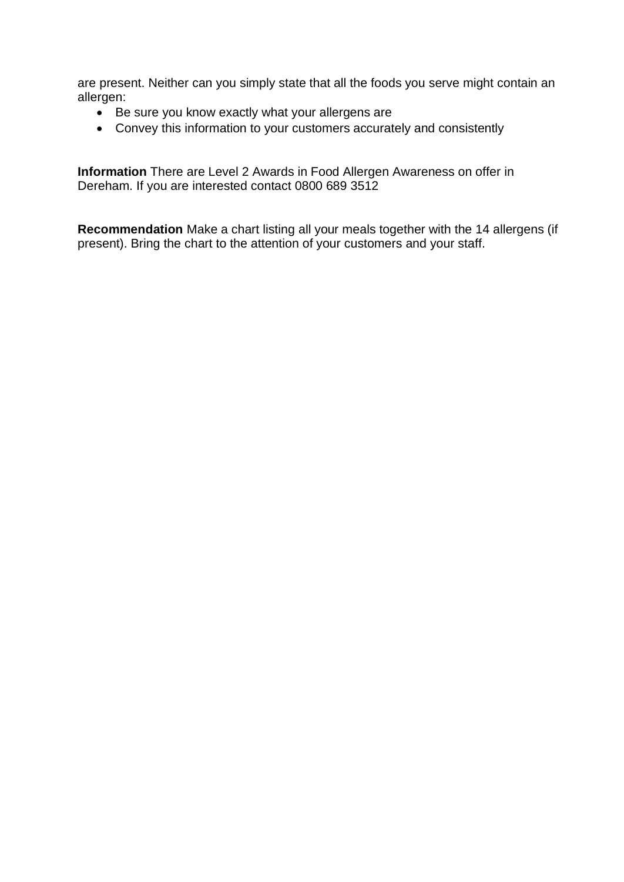are present. Neither can you simply state that all the foods you serve might contain an allergen:

- Be sure you know exactly what your allergens are
- Convey this information to your customers accurately and consistently

**Information** There are Level 2 Awards in Food Allergen Awareness on offer in Dereham. If you are interested contact 0800 689 3512

**Recommendation** Make a chart listing all your meals together with the 14 allergens (if present). Bring the chart to the attention of your customers and your staff.